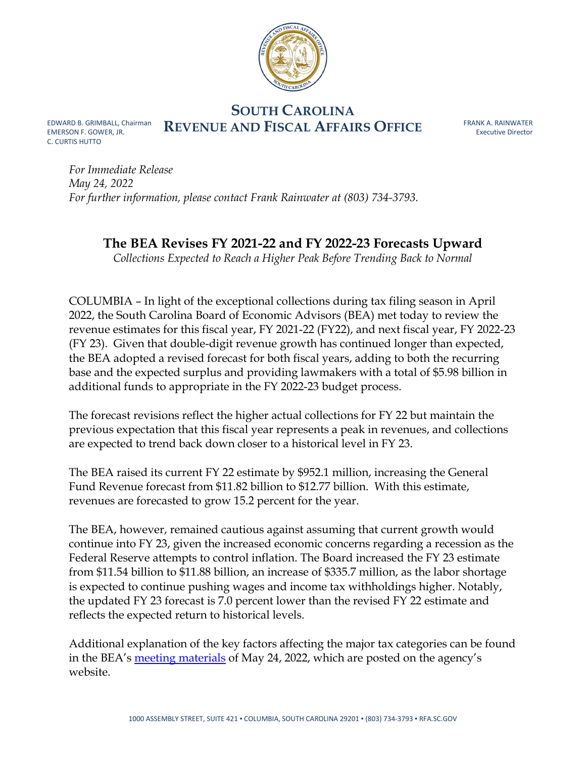# SOUTH CAROLINA REVENUE AND FISCAL AFFAIRS OFFICE

EDWARD B. GRIMBALL, Chairman
EMERSON F. GOWER, JR.
C. CURTIS HUTTO

FRANK A. RAINWATER
Executive Director

*For Immediate Release*
*May 24, 2022*
*For further information, please contact Frank Rainwater at (803) 734-3793.*

## The BEA Revises FY 2021-22 and FY 2022-23 Forecasts Upward

*Collections Expected to Reach a Higher Peak Before Trending Back to Normal*

COLUMBIA – In light of the exceptional collections during tax filing season in April 2022, the South Carolina Board of Economic Advisors (BEA) met today to review the revenue estimates for this fiscal year, FY 2021-22 (FY22), and next fiscal year, FY 2022-23 (FY 23). Given that double-digit revenue growth has continued longer than expected, the BEA adopted a revised forecast for both fiscal years, adding to both the recurring base and the expected surplus and providing lawmakers with a total of $5.98 billion in additional funds to appropriate in the FY 2022-23 budget process.

The forecast revisions reflect the higher actual collections for FY 22 but maintain the previous expectation that this fiscal year represents a peak in revenues, and collections are expected to trend back down closer to a historical level in FY 23.

The BEA raised its current FY 22 estimate by $952.1 million, increasing the General Fund Revenue forecast from $11.82 billion to $12.77 billion. With this estimate, revenues are forecasted to grow 15.2 percent for the year.

The BEA, however, remained cautious against assuming that current growth would continue into FY 23, given the increased economic concerns regarding a recession as the Federal Reserve attempts to control inflation. The Board increased the FY 23 estimate from $11.54 billion to $11.88 billion, an increase of $335.7 million, as the labor shortage is expected to continue pushing wages and income tax withholdings higher. Notably, the updated FY 23 forecast is 7.0 percent lower than the revised FY 22 estimate and reflects the expected return to historical levels.

Additional explanation of the key factors affecting the major tax categories can be found in the BEA's meeting materials of May 24, 2022, which are posted on the agency's website.

1000 ASSEMBLY STREET, SUITE 421 ▪ COLUMBIA, SOUTH CAROLINA 29201 ▪ (803) 734-3793 ▪ RFA.SC.GOV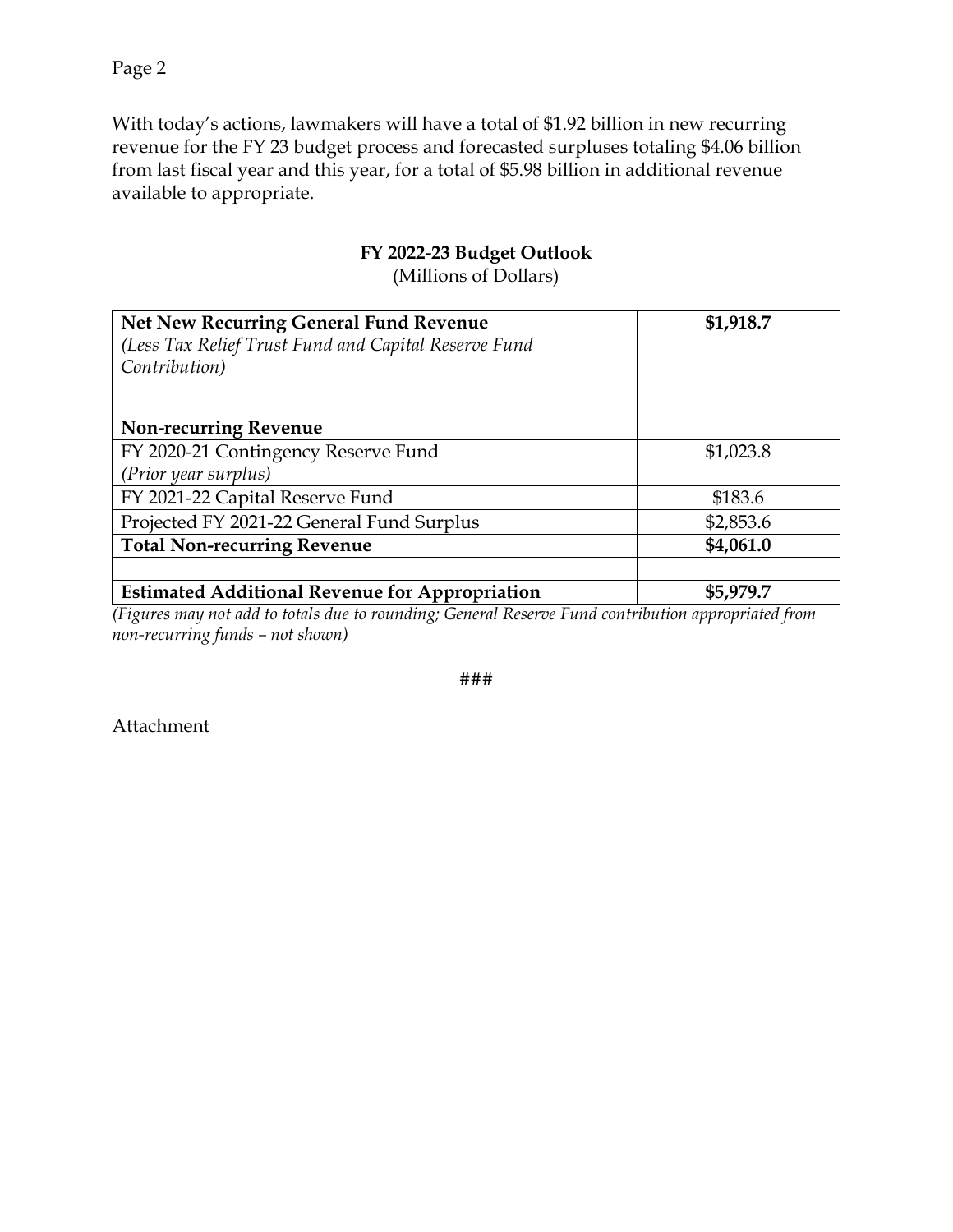With today's actions, lawmakers will have a total of $1.92 billion in new recurring revenue for the FY 23 budget process and forecasted surpluses totaling $4.06 billion from last fiscal year and this year, for a total of $5.98 billion in additional revenue available to appropriate.

**FY 2022-23 Budget Outlook**
(Millions of Dollars)

| | |
|---|---|
| **Net New Recurring General Fund Revenue** *(Less Tax Relief Trust Fund and Capital Reserve Fund Contribution)* | **$1,918.7** |
| | |
| **Non-recurring Revenue** | |
| FY 2020-21 Contingency Reserve Fund *(Prior year surplus)* | $1,023.8 |
| FY 2021-22 Capital Reserve Fund | $183.6 |
| Projected FY 2021-22 General Fund Surplus | $2,853.6 |
| **Total Non-recurring Revenue** | **$4,061.0** |
| | |
| **Estimated Additional Revenue for Appropriation** | **$5,979.7** |

*(Figures may not add to totals due to rounding; General Reserve Fund contribution appropriated from non-recurring funds – not shown)*

###

Attachment